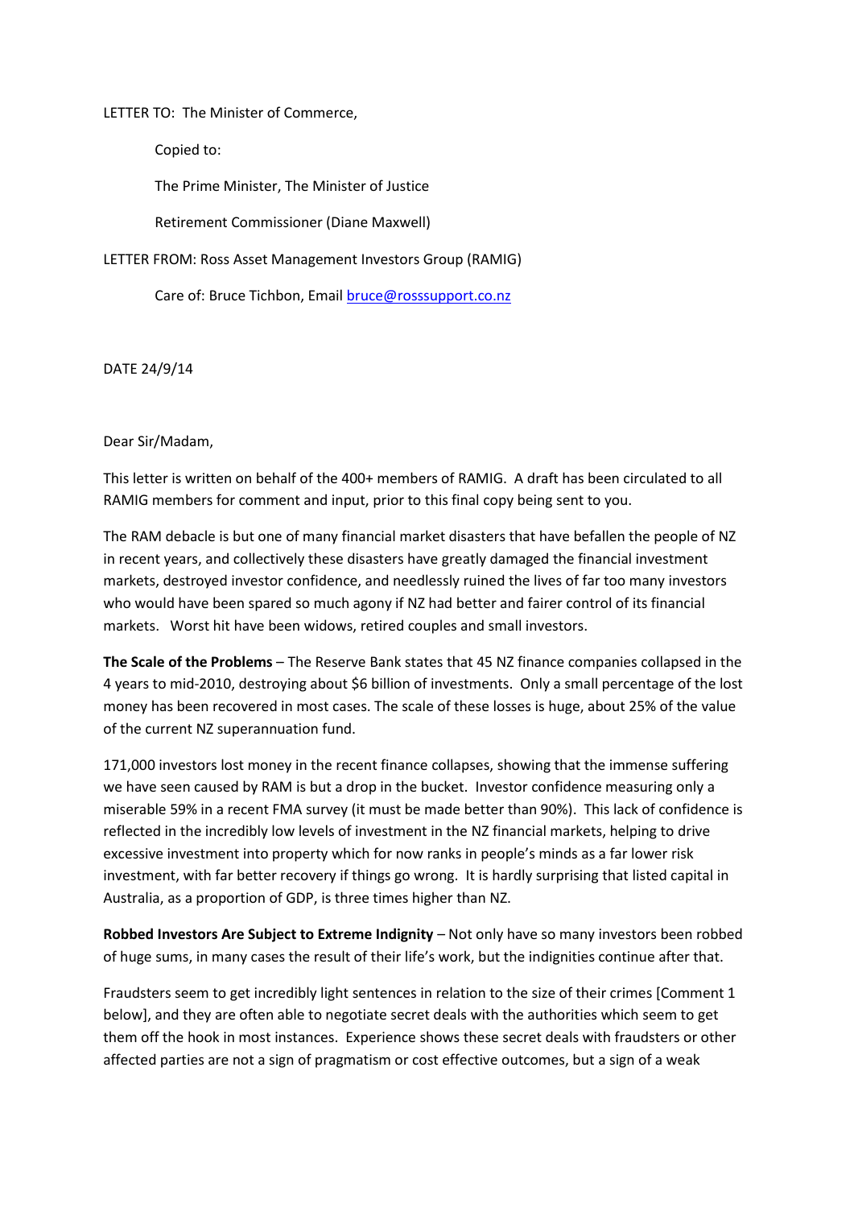LETTER TO: The Minister of Commerce,

Copied to:

The Prime Minister, The Minister of Justice

Retirement Commissioner (Diane Maxwell)

LETTER FROM: Ross Asset Management Investors Group (RAMIG)

Care of: Bruce Tichbon, Email bruce@rosssupport.co.nz

DATE 24/9/14

Dear Sir/Madam,

This letter is written on behalf of the 400+ members of RAMIG. A draft has been circulated to all RAMIG members for comment and input, prior to this final copy being sent to you.

The RAM debacle is but one of many financial market disasters that have befallen the people of NZ in recent years, and collectively these disasters have greatly damaged the financial investment markets, destroyed investor confidence, and needlessly ruined the lives of far too many investors who would have been spared so much agony if NZ had better and fairer control of its financial markets. Worst hit have been widows, retired couples and small investors.

**The Scale of the Problems** – The Reserve Bank states that 45 NZ finance companies collapsed in the 4 years to mid-2010, destroying about $6 billion of investments. Only a small percentage of the lost money has been recovered in most cases. The scale of these losses is huge, about 25% of the value of the current NZ superannuation fund.

171,000 investors lost money in the recent finance collapses, showing that the immense suffering we have seen caused by RAM is but a drop in the bucket. Investor confidence measuring only a miserable 59% in a recent FMA survey (it must be made better than 90%). This lack of confidence is reflected in the incredibly low levels of investment in the NZ financial markets, helping to drive excessive investment into property which for now ranks in people's minds as a far lower risk investment, with far better recovery if things go wrong. It is hardly surprising that listed capital in Australia, as a proportion of GDP, is three times higher than NZ.

**Robbed Investors Are Subject to Extreme Indignity** – Not only have so many investors been robbed of huge sums, in many cases the result of their life's work, but the indignities continue after that.

Fraudsters seem to get incredibly light sentences in relation to the size of their crimes [Comment 1 below], and they are often able to negotiate secret deals with the authorities which seem to get them off the hook in most instances. Experience shows these secret deals with fraudsters or other affected parties are not a sign of pragmatism or cost effective outcomes, but a sign of a weak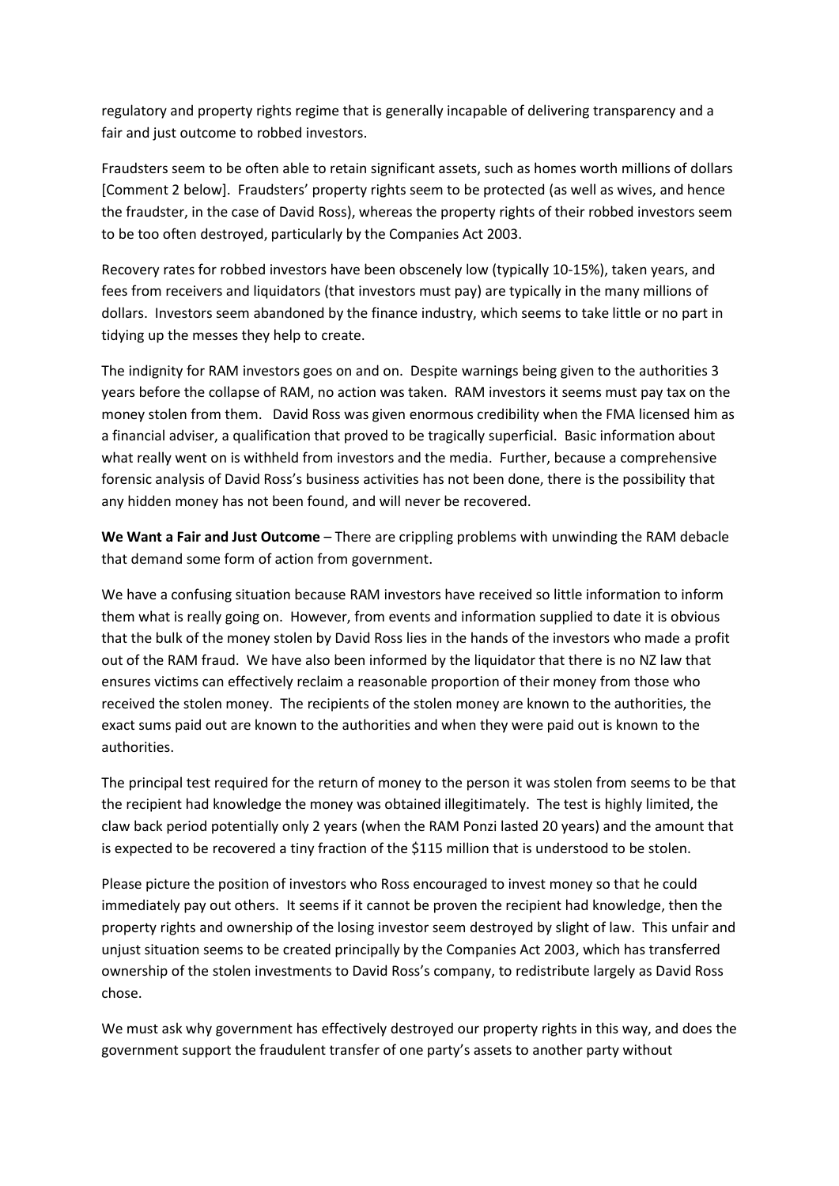regulatory and property rights regime that is generally incapable of delivering transparency and a fair and just outcome to robbed investors.

Fraudsters seem to be often able to retain significant assets, such as homes worth millions of dollars [Comment 2 below]. Fraudsters' property rights seem to be protected (as well as wives, and hence the fraudster, in the case of David Ross), whereas the property rights of their robbed investors seem to be too often destroyed, particularly by the Companies Act 2003.

Recovery rates for robbed investors have been obscenely low (typically 10-15%), taken years, and fees from receivers and liquidators (that investors must pay) are typically in the many millions of dollars. Investors seem abandoned by the finance industry, which seems to take little or no part in tidying up the messes they help to create.

The indignity for RAM investors goes on and on. Despite warnings being given to the authorities 3 years before the collapse of RAM, no action was taken. RAM investors it seems must pay tax on the money stolen from them. David Ross was given enormous credibility when the FMA licensed him as a financial adviser, a qualification that proved to be tragically superficial. Basic information about what really went on is withheld from investors and the media. Further, because a comprehensive forensic analysis of David Ross's business activities has not been done, there is the possibility that any hidden money has not been found, and will never be recovered.

**We Want a Fair and Just Outcome** – There are crippling problems with unwinding the RAM debacle that demand some form of action from government.

We have a confusing situation because RAM investors have received so little information to inform them what is really going on. However, from events and information supplied to date it is obvious that the bulk of the money stolen by David Ross lies in the hands of the investors who made a profit out of the RAM fraud. We have also been informed by the liquidator that there is no NZ law that ensures victims can effectively reclaim a reasonable proportion of their money from those who received the stolen money. The recipients of the stolen money are known to the authorities, the exact sums paid out are known to the authorities and when they were paid out is known to the authorities.

The principal test required for the return of money to the person it was stolen from seems to be that the recipient had knowledge the money was obtained illegitimately. The test is highly limited, the claw back period potentially only 2 years (when the RAM Ponzi lasted 20 years) and the amount that is expected to be recovered a tiny fraction of the $115 million that is understood to be stolen.

Please picture the position of investors who Ross encouraged to invest money so that he could immediately pay out others. It seems if it cannot be proven the recipient had knowledge, then the property rights and ownership of the losing investor seem destroyed by slight of law. This unfair and unjust situation seems to be created principally by the Companies Act 2003, which has transferred ownership of the stolen investments to David Ross's company, to redistribute largely as David Ross chose.

We must ask why government has effectively destroyed our property rights in this way, and does the government support the fraudulent transfer of one party's assets to another party without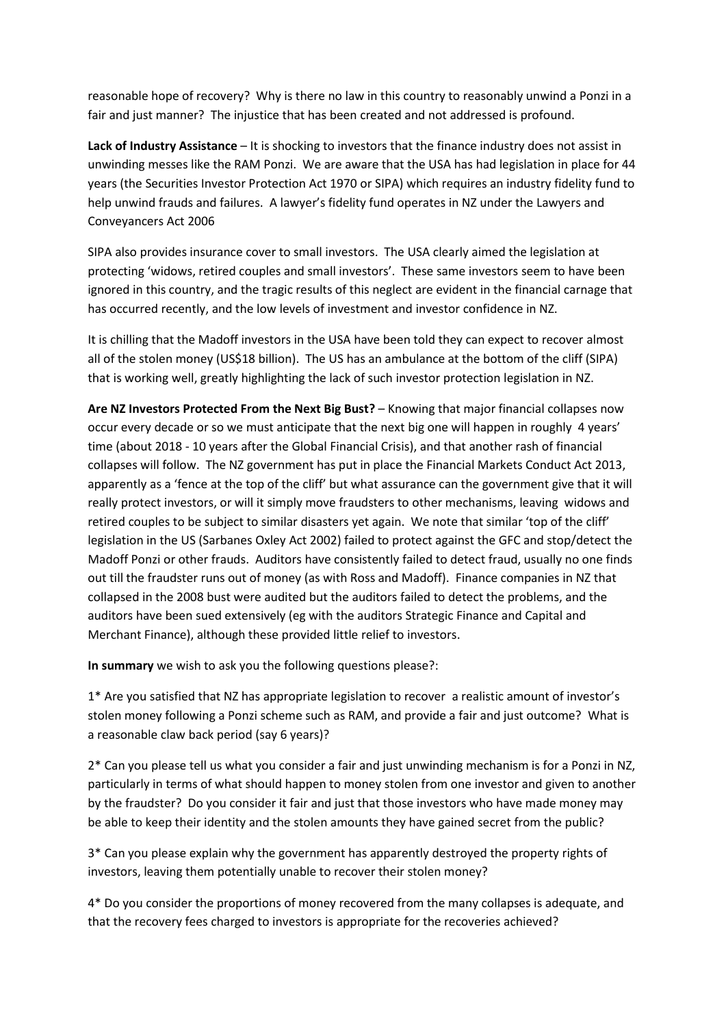reasonable hope of recovery? Why is there no law in this country to reasonably unwind a Ponzi in a fair and just manner? The injustice that has been created and not addressed is profound.

**Lack of Industry Assistance** – It is shocking to investors that the finance industry does not assist in unwinding messes like the RAM Ponzi. We are aware that the USA has had legislation in place for 44 years (the Securities Investor Protection Act 1970 or SIPA) which requires an industry fidelity fund to help unwind frauds and failures. A lawyer's fidelity fund operates in NZ under the Lawyers and Conveyancers Act 2006

SIPA also provides insurance cover to small investors. The USA clearly aimed the legislation at protecting 'widows, retired couples and small investors'. These same investors seem to have been ignored in this country, and the tragic results of this neglect are evident in the financial carnage that has occurred recently, and the low levels of investment and investor confidence in NZ.

It is chilling that the Madoff investors in the USA have been told they can expect to recover almost all of the stolen money (US$18 billion). The US has an ambulance at the bottom of the cliff (SIPA) that is working well, greatly highlighting the lack of such investor protection legislation in NZ.

**Are NZ Investors Protected From the Next Big Bust?** – Knowing that major financial collapses now occur every decade or so we must anticipate that the next big one will happen in roughly 4 years' time (about 2018 - 10 years after the Global Financial Crisis), and that another rash of financial collapses will follow. The NZ government has put in place the Financial Markets Conduct Act 2013, apparently as a 'fence at the top of the cliff' but what assurance can the government give that it will really protect investors, or will it simply move fraudsters to other mechanisms, leaving widows and retired couples to be subject to similar disasters yet again. We note that similar 'top of the cliff' legislation in the US (Sarbanes Oxley Act 2002) failed to protect against the GFC and stop/detect the Madoff Ponzi or other frauds. Auditors have consistently failed to detect fraud, usually no one finds out till the fraudster runs out of money (as with Ross and Madoff). Finance companies in NZ that collapsed in the 2008 bust were audited but the auditors failed to detect the problems, and the auditors have been sued extensively (eg with the auditors Strategic Finance and Capital and Merchant Finance), although these provided little relief to investors.

**In summary** we wish to ask you the following questions please?:

1* Are you satisfied that NZ has appropriate legislation to recover a realistic amount of investor's stolen money following a Ponzi scheme such as RAM, and provide a fair and just outcome? What is a reasonable claw back period (say 6 years)?

2* Can you please tell us what you consider a fair and just unwinding mechanism is for a Ponzi in NZ, particularly in terms of what should happen to money stolen from one investor and given to another by the fraudster? Do you consider it fair and just that those investors who have made money may be able to keep their identity and the stolen amounts they have gained secret from the public?

3* Can you please explain why the government has apparently destroyed the property rights of investors, leaving them potentially unable to recover their stolen money?

4* Do you consider the proportions of money recovered from the many collapses is adequate, and that the recovery fees charged to investors is appropriate for the recoveries achieved?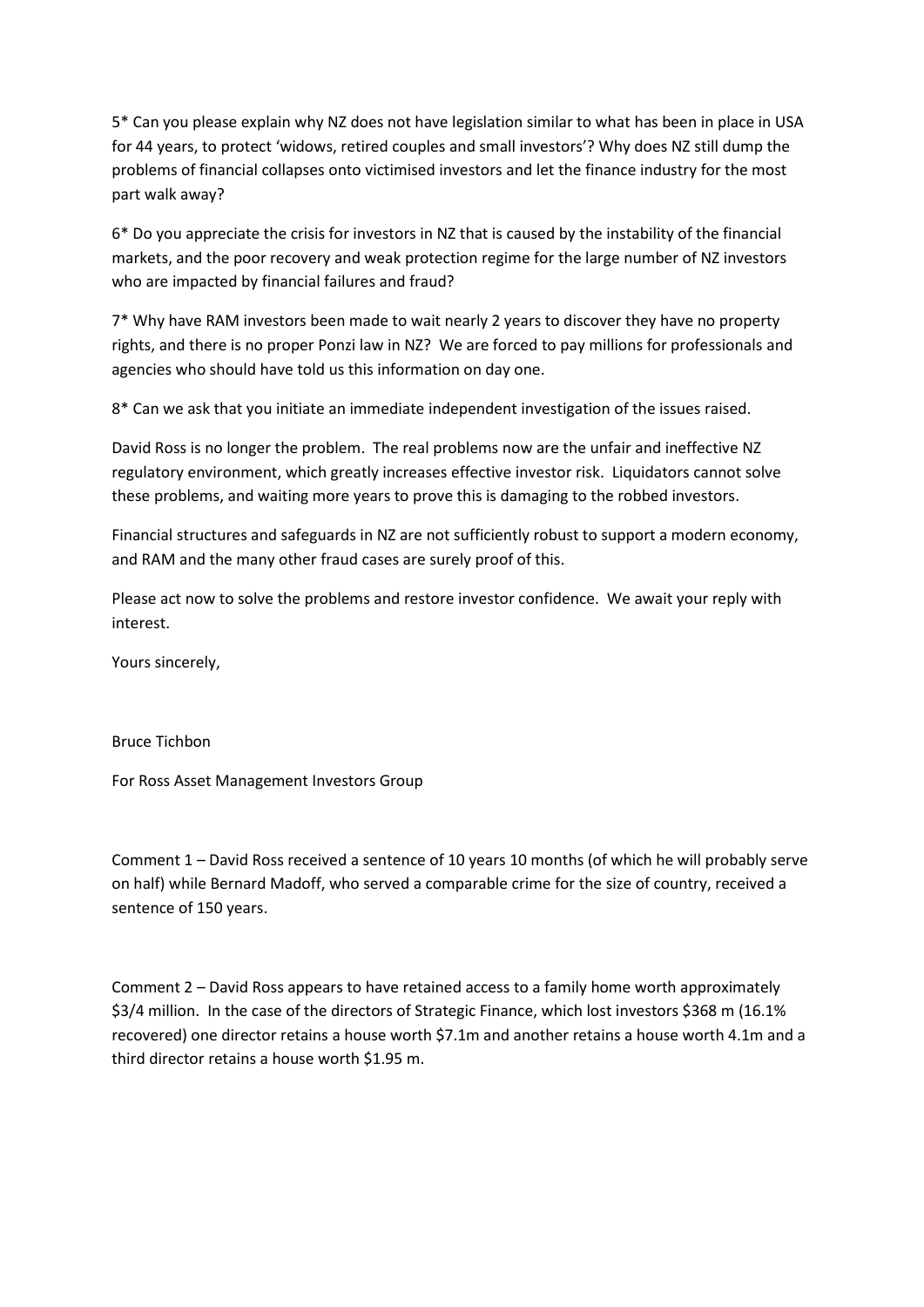5* Can you please explain why NZ does not have legislation similar to what has been in place in USA for 44 years, to protect 'widows, retired couples and small investors'? Why does NZ still dump the problems of financial collapses onto victimised investors and let the finance industry for the most part walk away?

6* Do you appreciate the crisis for investors in NZ that is caused by the instability of the financial markets, and the poor recovery and weak protection regime for the large number of NZ investors who are impacted by financial failures and fraud?

7* Why have RAM investors been made to wait nearly 2 years to discover they have no property rights, and there is no proper Ponzi law in NZ? We are forced to pay millions for professionals and agencies who should have told us this information on day one.

8* Can we ask that you initiate an immediate independent investigation of the issues raised.

David Ross is no longer the problem. The real problems now are the unfair and ineffective NZ regulatory environment, which greatly increases effective investor risk. Liquidators cannot solve these problems, and waiting more years to prove this is damaging to the robbed investors.

Financial structures and safeguards in NZ are not sufficiently robust to support a modern economy, and RAM and the many other fraud cases are surely proof of this.

Please act now to solve the problems and restore investor confidence. We await your reply with interest.

Yours sincerely,

Bruce Tichbon

For Ross Asset Management Investors Group

Comment 1 – David Ross received a sentence of 10 years 10 months (of which he will probably serve on half) while Bernard Madoff, who served a comparable crime for the size of country, received a sentence of 150 years.

Comment 2 – David Ross appears to have retained access to a family home worth approximately $3/4 million. In the case of the directors of Strategic Finance, which lost investors $368 m (16.1% recovered) one director retains a house worth $7.1m and another retains a house worth 4.1m and a third director retains a house worth $1.95 m.